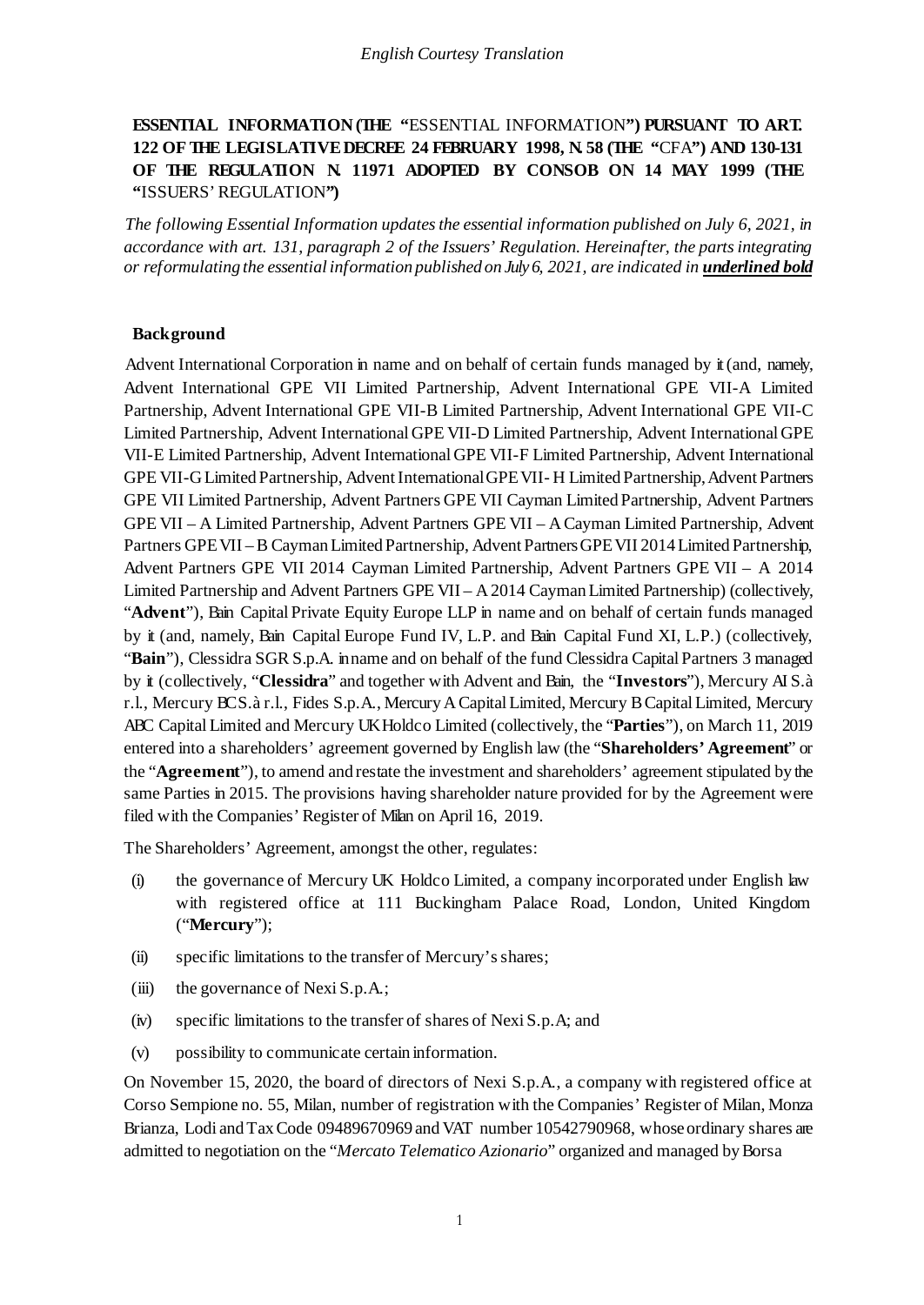*English Courtesy Translation*

**ESSENTIAL INFORMATION (THE "**ESSENTIAL INFORMATION**") PURSUANT TO ART. 122 OF THE LEGISLATIVE DECREE 24 FEBRUARY 1998, N. 58 (THE "**CFA**") AND 130-131 OF THE REGULATION N. 11971 ADOPTED BY CONSOB ON 14 MAY 1999 (THE "**ISSUERS' REGULATION**")**

*The following Essential Information updates the essential information published on July 6, 2021, in accordance with art. 131, paragraph 2 of the Issuers' Regulation. Hereinafter, the parts integrating or reformulating the essential information published on July 6, 2021, are indicated in **underlined bold***

**Background**

Advent International Corporation in name and on behalf of certain funds managed by it (and, namely, Advent International GPE VII Limited Partnership, Advent International GPE VII-A Limited Partnership, Advent International GPE VII-B Limited Partnership, Advent International GPE VII-C Limited Partnership, Advent International GPE VII-D Limited Partnership, Advent International GPE VII-E Limited Partnership, Advent International GPE VII-F Limited Partnership, Advent International GPE VII-G Limited Partnership, Advent International GPE VII- H Limited Partnership, Advent Partners GPE VII Limited Partnership, Advent Partners GPE VII Cayman Limited Partnership, Advent Partners GPE VII – A Limited Partnership, Advent Partners GPE VII – A Cayman Limited Partnership, Advent Partners GPE VII – B Cayman Limited Partnership, Advent Partners GPE VII 2014 Limited Partnership, Advent Partners GPE VII 2014 Cayman Limited Partnership, Advent Partners GPE VII – A 2014 Limited Partnership and Advent Partners GPE VII – A 2014 Cayman Limited Partnership) (collectively, "**Advent**"), Bain Capital Private Equity Europe LLP in name and on behalf of certain funds managed by it (and, namely, Bain Capital Europe Fund IV, L.P. and Bain Capital Fund XI, L.P.) (collectively, "**Bain**"), Clessidra SGR S.p.A. in name and on behalf of the fund Clessidra Capital Partners 3 managed by it (collectively, "**Clessidra**" and together with Advent and Bain, the "**Investors**"), Mercury AI S.à r.l., Mercury BC S.à r.l., Fides S.p.A., Mercury A Capital Limited, Mercury B Capital Limited, Mercury ABC Capital Limited and Mercury UK Holdco Limited (collectively, the "**Parties**"), on March 11, 2019 entered into a shareholders' agreement governed by English law (the "**Shareholders' Agreement**" or the "**Agreement**"), to amend and restate the investment and shareholders' agreement stipulated by the same Parties in 2015. The provisions having shareholder nature provided for by the Agreement were filed with the Companies' Register of Milan on April 16, 2019.

The Shareholders' Agreement, amongst the other, regulates:

(i) the governance of Mercury UK Holdco Limited, a company incorporated under English law with registered office at 111 Buckingham Palace Road, London, United Kingdom ("**Mercury**");

(ii) specific limitations to the transfer of Mercury's shares;

(iii) the governance of Nexi S.p.A.;

(iv) specific limitations to the transfer of shares of Nexi S.p.A; and

(v) possibility to communicate certain information.

On November 15, 2020, the board of directors of Nexi S.p.A., a company with registered office at Corso Sempione no. 55, Milan, number of registration with the Companies' Register of Milan, Monza Brianza, Lodi and Tax Code 09489670969 and VAT number 10542790968, whose ordinary shares are admitted to negotiation on the "*Mercato Telematico Azionario*" organized and managed by Borsa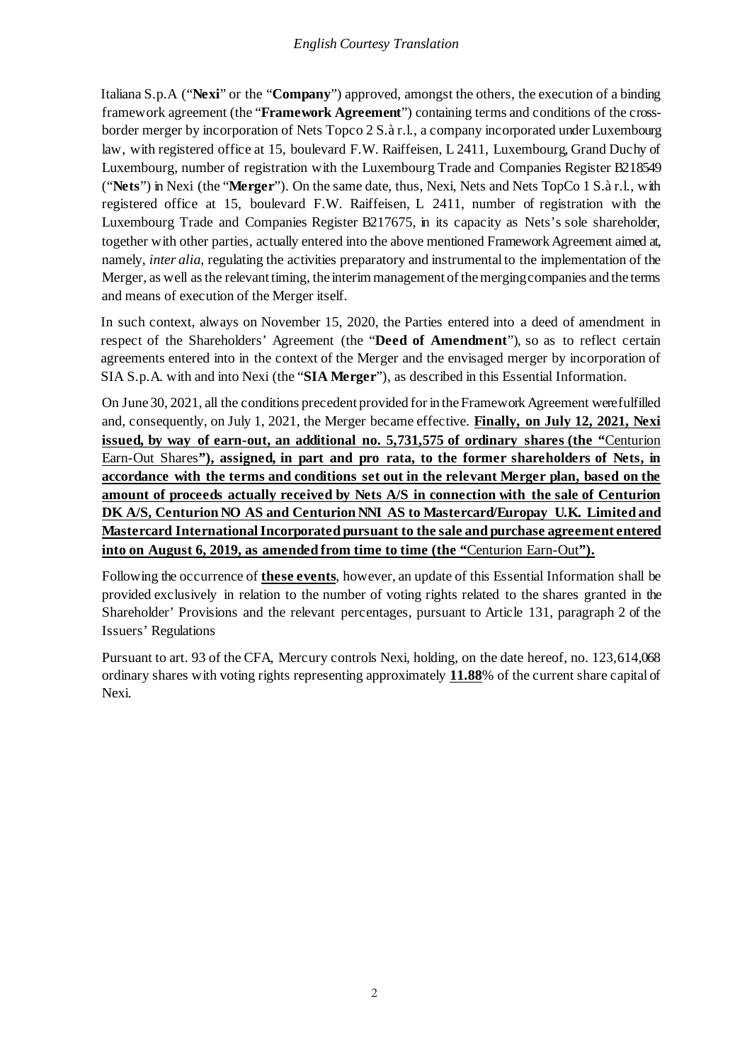Italiana S.p.A ("**Nexi**" or the "**Company**") approved, amongst the others, the execution of a binding framework agreement (the "**Framework Agreement**") containing terms and conditions of the cross-border merger by incorporation of Nets Topco 2 S.à r.l., a company incorporated under Luxembourg law, with registered office at 15, boulevard F.W. Raiffeisen, L 2411, Luxembourg, Grand Duchy of Luxembourg, number of registration with the Luxembourg Trade and Companies Register B218549 ("**Nets**") in Nexi (the "**Merger**"). On the same date, thus, Nexi, Nets and Nets TopCo 1 S.à r.l., with registered office at 15, boulevard F.W. Raiffeisen, L 2411, number of registration with the Luxembourg Trade and Companies Register B217675, in its capacity as Nets's sole shareholder, together with other parties, actually entered into the above mentioned Framework Agreement aimed at, namely, *inter alia*, regulating the activities preparatory and instrumental to the implementation of the Merger, as well as the relevant timing, the interim management of the merging companies and the terms and means of execution of the Merger itself.

In such context, always on November 15, 2020, the Parties entered into a deed of amendment in respect of the Shareholders' Agreement (the "**Deed of Amendment**"), so as to reflect certain agreements entered into in the context of the Merger and the envisaged merger by incorporation of SIA S.p.A. with and into Nexi (the "**SIA Merger**"), as described in this Essential Information.

On June 30, 2021, all the conditions precedent provided for in the Framework Agreement were fulfilled and, consequently, on July 1, 2021, the Merger became effective. **Finally, on July 12, 2021, Nexi issued, by way of earn-out, an additional no. 5,731,575 of ordinary shares (the "**Centurion Earn-Out Shares**"), assigned, in part and pro rata, to the former shareholders of Nets, in accordance with the terms and conditions set out in the relevant Merger plan, based on the amount of proceeds actually received by Nets A/S in connection with the sale of Centurion DK A/S, Centurion NO AS and Centurion NNI AS to Mastercard/Europay U.K. Limited and Mastercard International Incorporated pursuant to the sale and purchase agreement entered into on August 6, 2019, as amended from time to time (the "**Centurion Earn-Out**").**

Following the occurrence of **these events**, however, an update of this Essential Information shall be provided exclusively in relation to the number of voting rights related to the shares granted in the Shareholder' Provisions and the relevant percentages, pursuant to Article 131, paragraph 2 of the Issuers' Regulations

Pursuant to art. 93 of the CFA, Mercury controls Nexi, holding, on the date hereof, no. 123,614,068 ordinary shares with voting rights representing approximately **11.88**% of the current share capital of Nexi.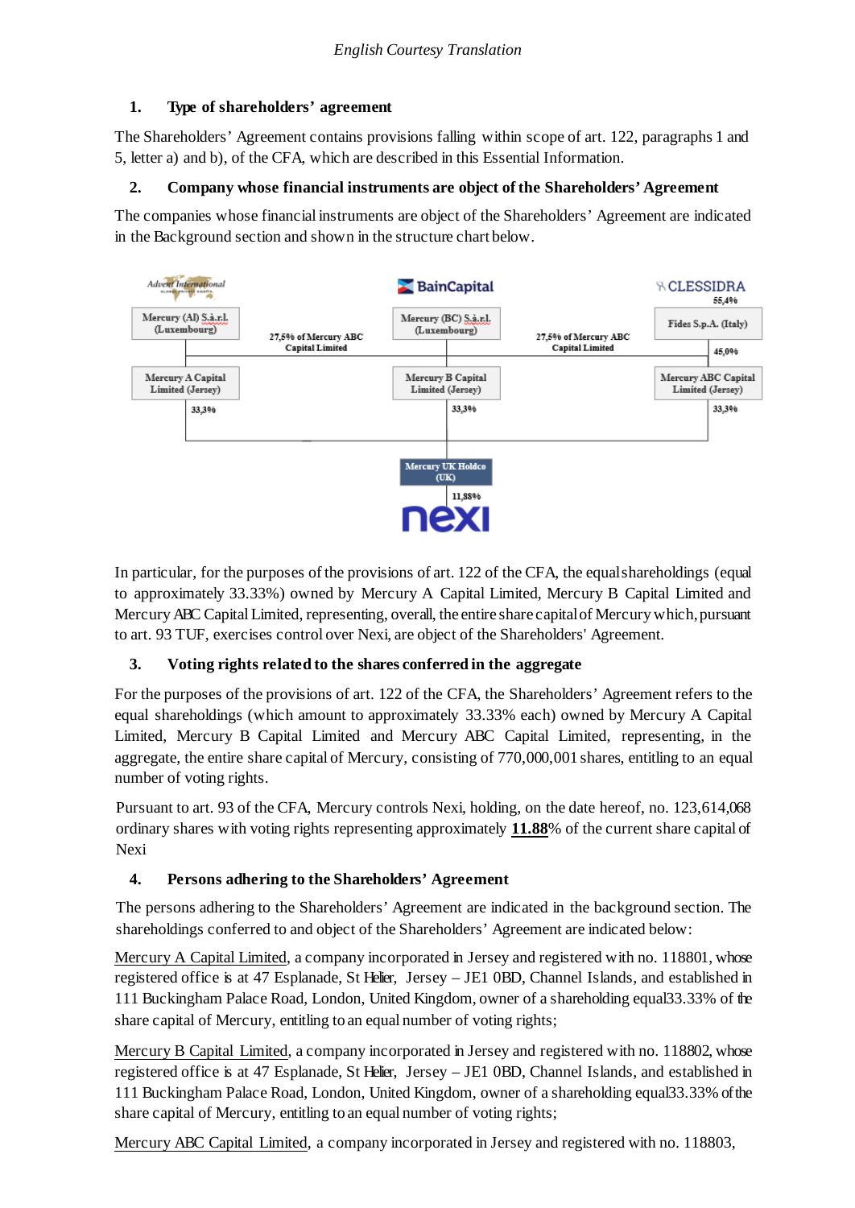*English Courtesy Translation*

## 1. Type of shareholders' agreement

The Shareholders' Agreement contains provisions falling within scope of art. 122, paragraphs 1 and 5, letter a) and b), of the CFA, which are described in this Essential Information.

## 2. Company whose financial instruments are object of the Shareholders' Agreement

The companies whose financial instruments are object of the Shareholders' Agreement are indicated in the Background section and shown in the structure chart below.

Advent International | BainCapital | CLESSIDRA

Mercury (AI) S.à.r.l. (Luxembourg) | Mercury (BC) S.à.r.l. (Luxembourg) | Fides S.p.A. (Italy) 55,4%

27,5% of Mercury ABC Capital Limited | 27,5% of Mercury ABC Capital Limited | 45,0%

Mercury A Capital Limited (Jersey) 33,3% | Mercury B Capital Limited (Jersey) 33,3% | Mercury ABC Capital Limited (Jersey) 33,3%

Mercury UK Holdco (UK)

11,88%

nexi

In particular, for the purposes of the provisions of art. 122 of the CFA, the equal shareholdings (equal to approximately 33.33%) owned by Mercury A Capital Limited, Mercury B Capital Limited and Mercury ABC Capital Limited, representing, overall, the entire share capital of Mercury which, pursuant to art. 93 TUF, exercises control over Nexi, are object of the Shareholders' Agreement.

## 3. Voting rights related to the shares conferred in the aggregate

For the purposes of the provisions of art. 122 of the CFA, the Shareholders' Agreement refers to the equal shareholdings (which amount to approximately 33.33% each) owned by Mercury A Capital Limited, Mercury B Capital Limited and Mercury ABC Capital Limited, representing, in the aggregate, the entire share capital of Mercury, consisting of 770,000,001 shares, entitling to an equal number of voting rights.

Pursuant to art. 93 of the CFA, Mercury controls Nexi, holding, on the date hereof, no. 123,614,068 ordinary shares with voting rights representing approximately **11.88**% of the current share capital of Nexi

## 4. Persons adhering to the Shareholders' Agreement

The persons adhering to the Shareholders' Agreement are indicated in the background section. The shareholdings conferred to and object of the Shareholders' Agreement are indicated below:

Mercury A Capital Limited, a company incorporated in Jersey and registered with no. 118801, whose registered office is at 47 Esplanade, St Helier, Jersey – JE1 0BD, Channel Islands, and established in 111 Buckingham Palace Road, London, United Kingdom, owner of a shareholding equal33.33% of the share capital of Mercury, entitling to an equal number of voting rights;

Mercury B Capital Limited, a company incorporated in Jersey and registered with no. 118802, whose registered office is at 47 Esplanade, St Helier, Jersey – JE1 0BD, Channel Islands, and established in 111 Buckingham Palace Road, London, United Kingdom, owner of a shareholding equal33.33% of the share capital of Mercury, entitling to an equal number of voting rights;

Mercury ABC Capital Limited, a company incorporated in Jersey and registered with no. 118803,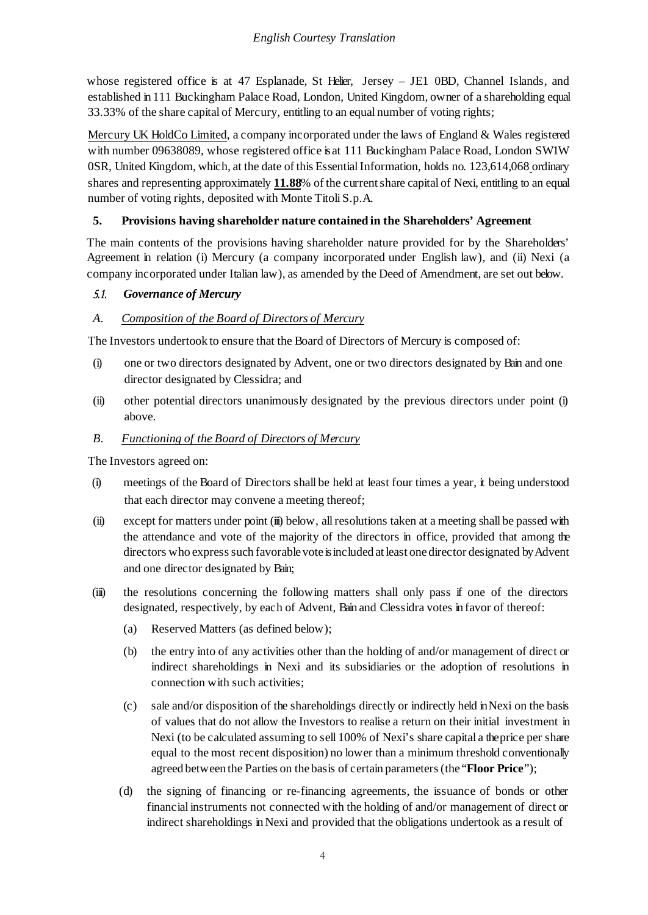whose registered office is at 47 Esplanade, St Helier, Jersey – JE1 0BD, Channel Islands, and established in 111 Buckingham Palace Road, London, United Kingdom, owner of a shareholding equal 33.33% of the share capital of Mercury, entitling to an equal number of voting rights;

Mercury UK HoldCo Limited, a company incorporated under the laws of England & Wales registered with number 09638089, whose registered office is at 111 Buckingham Palace Road, London SW1W 0SR, United Kingdom, which, at the date of this Essential Information, holds no. 123,614,068 ordinary shares and representing approximately **11.88**% of the current share capital of Nexi, entitling to an equal number of voting rights, deposited with Monte Titoli S.p.A.

## 5. Provisions having shareholder nature contained in the Shareholders' Agreement

The main contents of the provisions having shareholder nature provided for by the Shareholders' Agreement in relation (i) Mercury (a company incorporated under English law), and (ii) Nexi (a company incorporated under Italian law), as amended by the Deed of Amendment, are set out below.

### *5.1. Governance of Mercury*

*A. Composition of the Board of Directors of Mercury*

The Investors undertook to ensure that the Board of Directors of Mercury is composed of:

(i) one or two directors designated by Advent, one or two directors designated by Bain and one director designated by Clessidra; and

(ii) other potential directors unanimously designated by the previous directors under point (i) above.

*B. Functioning of the Board of Directors of Mercury*

The Investors agreed on:

(i) meetings of the Board of Directors shall be held at least four times a year, it being understood that each director may convene a meeting thereof;

(ii) except for matters under point (iii) below, all resolutions taken at a meeting shall be passed with the attendance and vote of the majority of the directors in office, provided that among the directors who express such favorable vote is included at least one director designated by Advent and one director designated by Bain;

(iii) the resolutions concerning the following matters shall only pass if one of the directors designated, respectively, by each of Advent, Bain and Clessidra votes in favor of thereof:

   (a) Reserved Matters (as defined below);

   (b) the entry into of any activities other than the holding of and/or management of direct or indirect shareholdings in Nexi and its subsidiaries or the adoption of resolutions in connection with such activities;

   (c) sale and/or disposition of the shareholdings directly or indirectly held in Nexi on the basis of values that do not allow the Investors to realise a return on their initial investment in Nexi (to be calculated assuming to sell 100% of Nexi's share capital a the price per share equal to the most recent disposition) no lower than a minimum threshold conventionally agreed between the Parties on the basis of certain parameters (the "**Floor Price**");

   (d) the signing of financing or re-financing agreements, the issuance of bonds or other financial instruments not connected with the holding of and/or management of direct or indirect shareholdings in Nexi and provided that the obligations undertook as a result of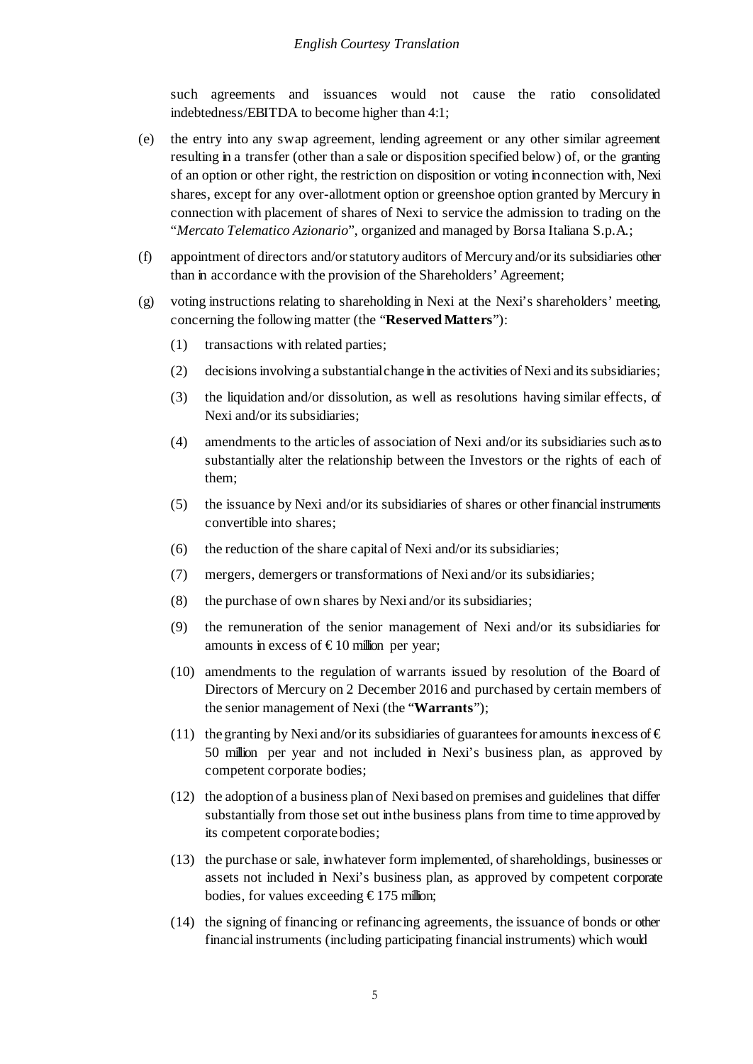such agreements and issuances would not cause the ratio consolidated indebtedness/EBITDA to become higher than 4:1;

(e) the entry into any swap agreement, lending agreement or any other similar agreement resulting in a transfer (other than a sale or disposition specified below) of, or the granting of an option or other right, the restriction on disposition or voting in connection with, Nexi shares, except for any over-allotment option or greenshoe option granted by Mercury in connection with placement of shares of Nexi to service the admission to trading on the "*Mercato Telematico Azionario*", organized and managed by Borsa Italiana S.p.A.;

(f) appointment of directors and/or statutory auditors of Mercury and/or its subsidiaries other than in accordance with the provision of the Shareholders' Agreement;

(g) voting instructions relating to shareholding in Nexi at the Nexi's shareholders' meeting, concerning the following matter (the "**Reserved Matters**"):

(1) transactions with related parties;

(2) decisions involving a substantial change in the activities of Nexi and its subsidiaries;

(3) the liquidation and/or dissolution, as well as resolutions having similar effects, of Nexi and/or its subsidiaries;

(4) amendments to the articles of association of Nexi and/or its subsidiaries such as to substantially alter the relationship between the Investors or the rights of each of them;

(5) the issuance by Nexi and/or its subsidiaries of shares or other financial instruments convertible into shares;

(6) the reduction of the share capital of Nexi and/or its subsidiaries;

(7) mergers, demergers or transformations of Nexi and/or its subsidiaries;

(8) the purchase of own shares by Nexi and/or its subsidiaries;

(9) the remuneration of the senior management of Nexi and/or its subsidiaries for amounts in excess of € 10 million per year;

(10) amendments to the regulation of warrants issued by resolution of the Board of Directors of Mercury on 2 December 2016 and purchased by certain members of the senior management of Nexi (the "**Warrants**");

(11) the granting by Nexi and/or its subsidiaries of guarantees for amounts in excess of € 50 million per year and not included in Nexi's business plan, as approved by competent corporate bodies;

(12) the adoption of a business plan of Nexi based on premises and guidelines that differ substantially from those set out in the business plans from time to time approved by its competent corporate bodies;

(13) the purchase or sale, in whatever form implemented, of shareholdings, businesses or assets not included in Nexi's business plan, as approved by competent corporate bodies, for values exceeding € 175 million;

(14) the signing of financing or refinancing agreements, the issuance of bonds or other financial instruments (including participating financial instruments) which would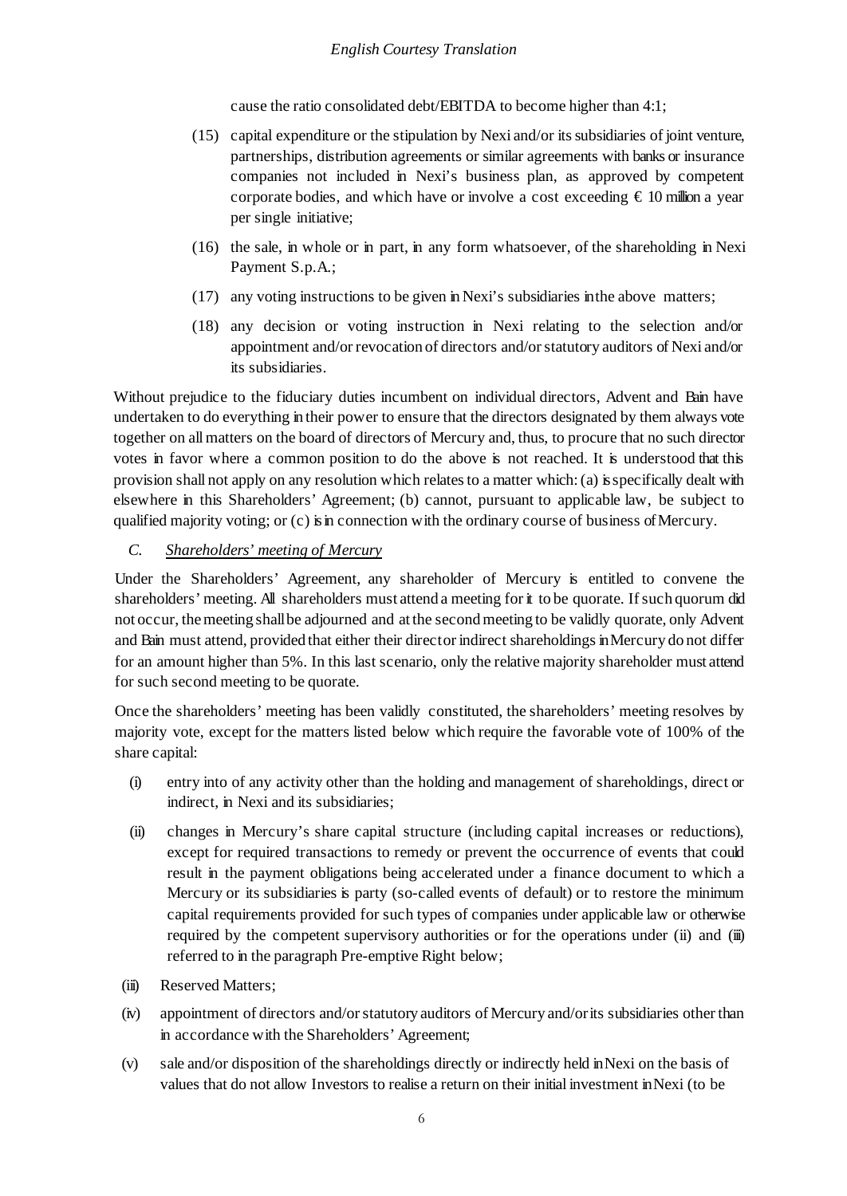cause the ratio consolidated debt/EBITDA to become higher than 4:1;

(15) capital expenditure or the stipulation by Nexi and/or its subsidiaries of joint venture, partnerships, distribution agreements or similar agreements with banks or insurance companies not included in Nexi's business plan, as approved by competent corporate bodies, and which have or involve a cost exceeding € 10 million a year per single initiative;

(16) the sale, in whole or in part, in any form whatsoever, of the shareholding in Nexi Payment S.p.A.;

(17) any voting instructions to be given in Nexi's subsidiaries in the above matters;

(18) any decision or voting instruction in Nexi relating to the selection and/or appointment and/or revocation of directors and/or statutory auditors of Nexi and/or its subsidiaries.

Without prejudice to the fiduciary duties incumbent on individual directors, Advent and Bain have undertaken to do everything in their power to ensure that the directors designated by them always vote together on all matters on the board of directors of Mercury and, thus, to procure that no such director votes in favor where a common position to do the above is not reached. It is understood that this provision shall not apply on any resolution which relates to a matter which: (a) is specifically dealt with elsewhere in this Shareholders' Agreement; (b) cannot, pursuant to applicable law, be subject to qualified majority voting; or (c) is in connection with the ordinary course of business of Mercury.

*C.* *Shareholders' meeting of Mercury*

Under the Shareholders' Agreement, any shareholder of Mercury is entitled to convene the shareholders' meeting. All shareholders must attend a meeting for it to be quorate. If such quorum did not occur, the meeting shall be adjourned and at the second meeting to be validly quorate, only Advent and Bain must attend, provided that either their direct or indirect shareholdings in Mercury do not differ for an amount higher than 5%. In this last scenario, only the relative majority shareholder must attend for such second meeting to be quorate.

Once the shareholders' meeting has been validly constituted, the shareholders' meeting resolves by majority vote, except for the matters listed below which require the favorable vote of 100% of the share capital:

(i) entry into of any activity other than the holding and management of shareholdings, direct or indirect, in Nexi and its subsidiaries;

(ii) changes in Mercury's share capital structure (including capital increases or reductions), except for required transactions to remedy or prevent the occurrence of events that could result in the payment obligations being accelerated under a finance document to which a Mercury or its subsidiaries is party (so-called events of default) or to restore the minimum capital requirements provided for such types of companies under applicable law or otherwise required by the competent supervisory authorities or for the operations under (ii) and (iii) referred to in the paragraph Pre-emptive Right below;

(iii) Reserved Matters;

(iv) appointment of directors and/or statutory auditors of Mercury and/or its subsidiaries other than in accordance with the Shareholders' Agreement;

(v) sale and/or disposition of the shareholdings directly or indirectly held in Nexi on the basis of values that do not allow Investors to realise a return on their initial investment in Nexi (to be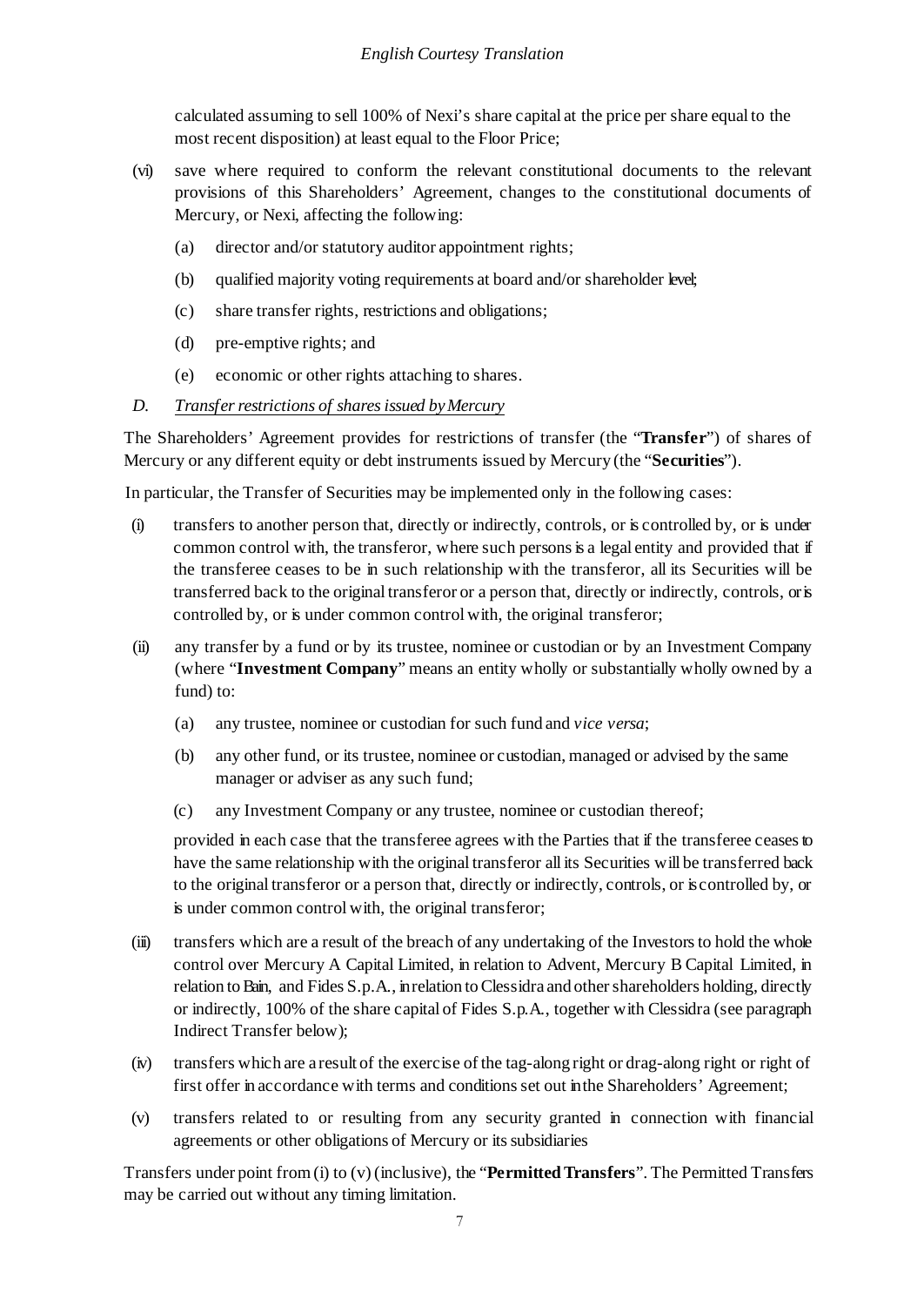calculated assuming to sell 100% of Nexi's share capital at the price per share equal to the most recent disposition) at least equal to the Floor Price;

(vi) save where required to conform the relevant constitutional documents to the relevant provisions of this Shareholders' Agreement, changes to the constitutional documents of Mercury, or Nexi, affecting the following:

  (a) director and/or statutory auditor appointment rights;

  (b) qualified majority voting requirements at board and/or shareholder level;

  (c) share transfer rights, restrictions and obligations;

  (d) pre-emptive rights; and

  (e) economic or other rights attaching to shares.

*D. Transfer restrictions of shares issued by Mercury*

The Shareholders' Agreement provides for restrictions of transfer (the "**Transfer**") of shares of Mercury or any different equity or debt instruments issued by Mercury (the "**Securities**").

In particular, the Transfer of Securities may be implemented only in the following cases:

(i) transfers to another person that, directly or indirectly, controls, or is controlled by, or is under common control with, the transferor, where such persons is a legal entity and provided that if the transferee ceases to be in such relationship with the transferor, all its Securities will be transferred back to the original transferor or a person that, directly or indirectly, controls, or is controlled by, or is under common control with, the original transferor;

(ii) any transfer by a fund or by its trustee, nominee or custodian or by an Investment Company (where "**Investment Company**" means an entity wholly or substantially wholly owned by a fund) to:

  (a) any trustee, nominee or custodian for such fund and *vice versa*;

  (b) any other fund, or its trustee, nominee or custodian, managed or advised by the same manager or adviser as any such fund;

  (c) any Investment Company or any trustee, nominee or custodian thereof;

  provided in each case that the transferee agrees with the Parties that if the transferee ceases to have the same relationship with the original transferor all its Securities will be transferred back to the original transferor or a person that, directly or indirectly, controls, or is controlled by, or is under common control with, the original transferor;

(iii) transfers which are a result of the breach of any undertaking of the Investors to hold the whole control over Mercury A Capital Limited, in relation to Advent, Mercury B Capital Limited, in relation to Bain, and Fides S.p.A., in relation to Clessidra and other shareholders holding, directly or indirectly, 100% of the share capital of Fides S.p.A., together with Clessidra (see paragraph Indirect Transfer below);

(iv) transfers which are a result of the exercise of the tag-along right or drag-along right or right of first offer in accordance with terms and conditions set out in the Shareholders' Agreement;

(v) transfers related to or resulting from any security granted in connection with financial agreements or other obligations of Mercury or its subsidiaries

Transfers under point from (i) to (v) (inclusive), the "**Permitted Transfers**". The Permitted Transfers may be carried out without any timing limitation.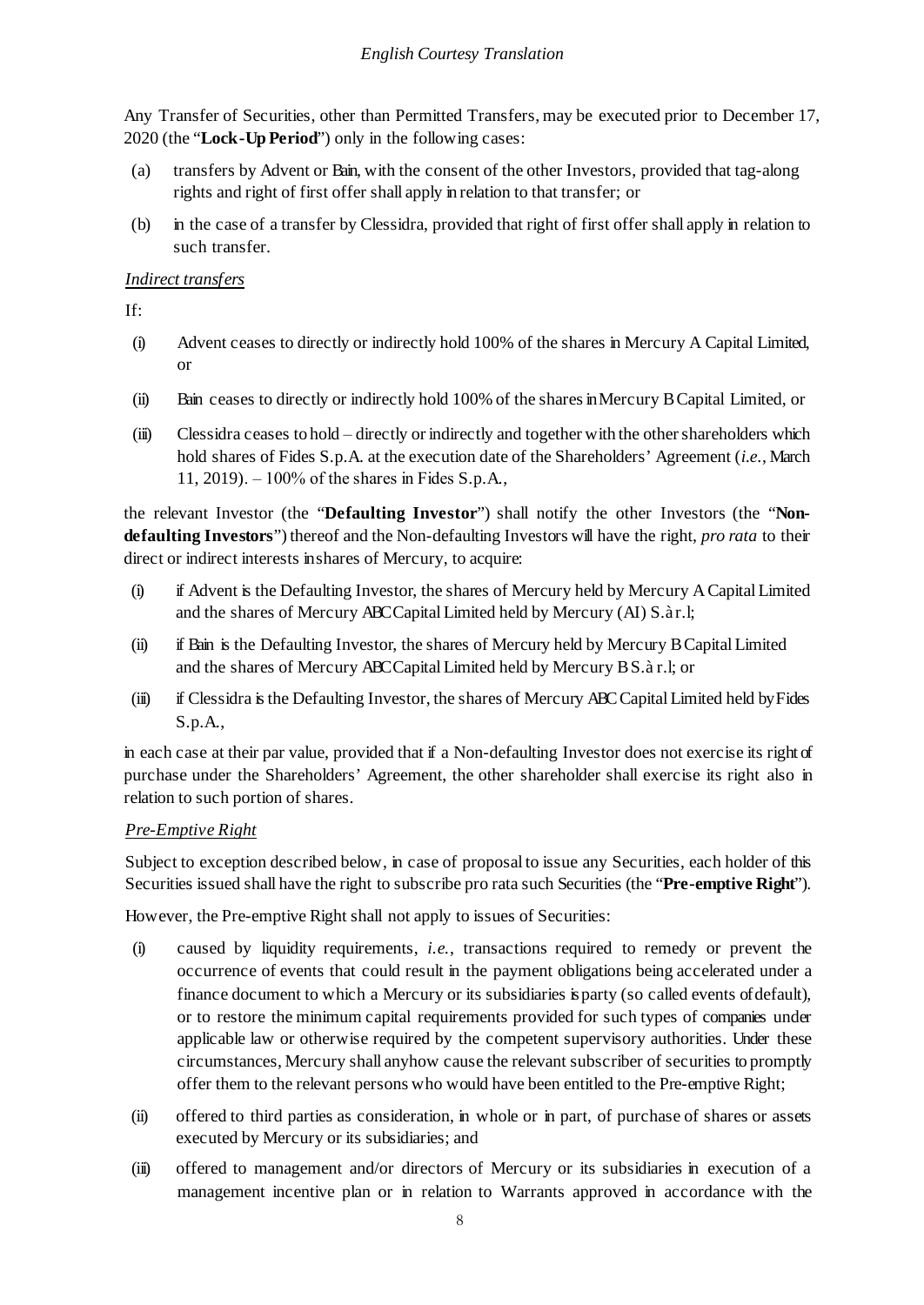Any Transfer of Securities, other than Permitted Transfers, may be executed prior to December 17, 2020 (the "**Lock-Up Period**") only in the following cases:

(a) transfers by Advent or Bain, with the consent of the other Investors, provided that tag-along rights and right of first offer shall apply in relation to that transfer; or

(b) in the case of a transfer by Clessidra, provided that right of first offer shall apply in relation to such transfer.

*Indirect transfers*

If:

(i) Advent ceases to directly or indirectly hold 100% of the shares in Mercury A Capital Limited, or

(ii) Bain ceases to directly or indirectly hold 100% of the shares in Mercury B Capital Limited, or

(iii) Clessidra ceases to hold – directly or indirectly and together with the other shareholders which hold shares of Fides S.p.A. at the execution date of the Shareholders' Agreement (*i.e.*, March 11, 2019). – 100% of the shares in Fides S.p.A.,

the relevant Investor (the "**Defaulting Investor**") shall notify the other Investors (the "**Non-defaulting Investors**") thereof and the Non-defaulting Investors will have the right, *pro rata* to their direct or indirect interests in shares of Mercury, to acquire:

(i) if Advent is the Defaulting Investor, the shares of Mercury held by Mercury A Capital Limited and the shares of Mercury ABC Capital Limited held by Mercury (AI) S.à r.l;

(ii) if Bain is the Defaulting Investor, the shares of Mercury held by Mercury B Capital Limited and the shares of Mercury ABC Capital Limited held by Mercury B S.à r.l; or

(iii) if Clessidra is the Defaulting Investor, the shares of Mercury ABC Capital Limited held by Fides S.p.A.,

in each case at their par value, provided that if a Non-defaulting Investor does not exercise its right of purchase under the Shareholders' Agreement, the other shareholder shall exercise its right also in relation to such portion of shares.

*Pre-Emptive Right*

Subject to exception described below, in case of proposal to issue any Securities, each holder of this Securities issued shall have the right to subscribe pro rata such Securities (the "**Pre-emptive Right**").

However, the Pre-emptive Right shall not apply to issues of Securities:

(i) caused by liquidity requirements, *i.e.*, transactions required to remedy or prevent the occurrence of events that could result in the payment obligations being accelerated under a finance document to which a Mercury or its subsidiaries is party (so called events of default), or to restore the minimum capital requirements provided for such types of companies under applicable law or otherwise required by the competent supervisory authorities. Under these circumstances, Mercury shall anyhow cause the relevant subscriber of securities to promptly offer them to the relevant persons who would have been entitled to the Pre-emptive Right;

(ii) offered to third parties as consideration, in whole or in part, of purchase of shares or assets executed by Mercury or its subsidiaries; and

(iii) offered to management and/or directors of Mercury or its subsidiaries in execution of a management incentive plan or in relation to Warrants approved in accordance with the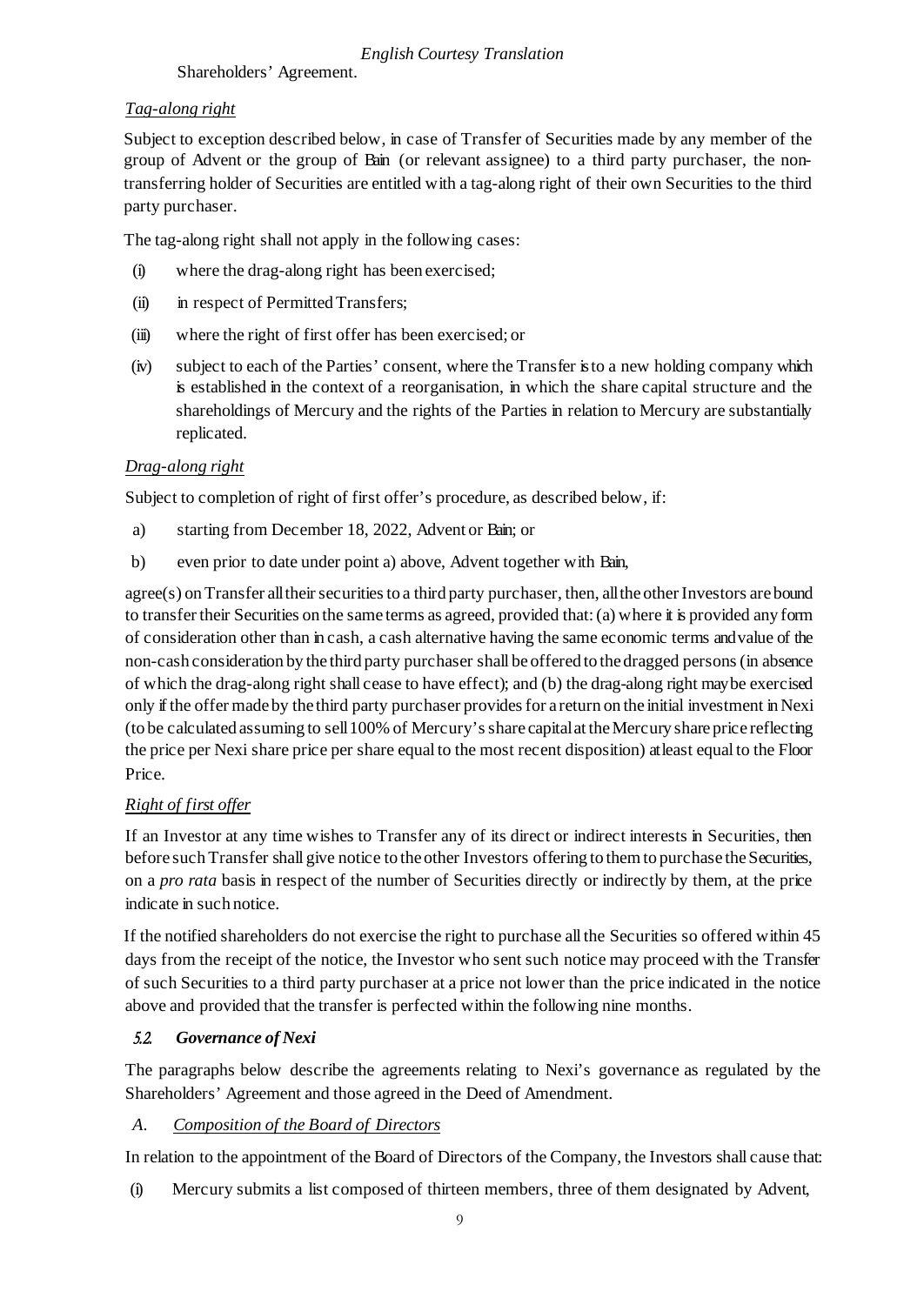Shareholders' Agreement.

*Tag-along right*

Subject to exception described below, in case of Transfer of Securities made by any member of the group of Advent or the group of Bain (or relevant assignee) to a third party purchaser, the non-transferring holder of Securities are entitled with a tag-along right of their own Securities to the third party purchaser.

The tag-along right shall not apply in the following cases:

(i) where the drag-along right has been exercised;

(ii) in respect of Permitted Transfers;

(iii) where the right of first offer has been exercised; or

(iv) subject to each of the Parties' consent, where the Transfer is to a new holding company which is established in the context of a reorganisation, in which the share capital structure and the shareholdings of Mercury and the rights of the Parties in relation to Mercury are substantially replicated.

*Drag-along right*

Subject to completion of right of first offer's procedure, as described below, if:

a) starting from December 18, 2022, Advent or Bain; or

b) even prior to date under point a) above, Advent together with Bain,

agree(s) on Transfer all their securities to a third party purchaser, then, all the other Investors are bound to transfer their Securities on the same terms as agreed, provided that: (a) where it is provided any form of consideration other than in cash, a cash alternative having the same economic terms and value of the non-cash consideration by the third party purchaser shall be offered to the dragged persons (in absence of which the drag-along right shall cease to have effect); and (b) the drag-along right may be exercised only if the offer made by the third party purchaser provides for a return on the initial investment in Nexi (to be calculated assuming to sell 100% of Mercury's share capital at the Mercury share price reflecting the price per Nexi share price per share equal to the most recent disposition) at least equal to the Floor Price.

*Right of first offer*

If an Investor at any time wishes to Transfer any of its direct or indirect interests in Securities, then before such Transfer shall give notice to the other Investors offering to them to purchase the Securities, on a *pro rata* basis in respect of the number of Securities directly or indirectly by them, at the price indicate in such notice.

If the notified shareholders do not exercise the right to purchase all the Securities so offered within 45 days from the receipt of the notice, the Investor who sent such notice may proceed with the Transfer of such Securities to a third party purchaser at a price not lower than the price indicated in the notice above and provided that the transfer is perfected within the following nine months.

### *5.2. Governance of Nexi*

The paragraphs below describe the agreements relating to Nexi's governance as regulated by the Shareholders' Agreement and those agreed in the Deed of Amendment.

*A. Composition of the Board of Directors*

In relation to the appointment of the Board of Directors of the Company, the Investors shall cause that:

(i) Mercury submits a list composed of thirteen members, three of them designated by Advent,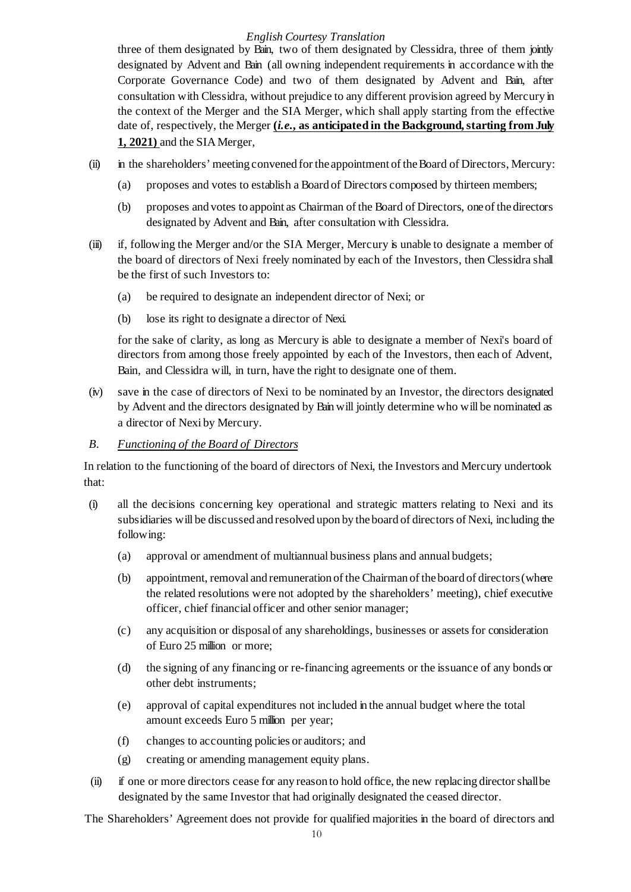three of them designated by Bain, two of them designated by Clessidra, three of them jointly designated by Advent and Bain (all owning independent requirements in accordance with the Corporate Governance Code) and two of them designated by Advent and Bain, after consultation with Clessidra, without prejudice to any different provision agreed by Mercury in the context of the Merger and the SIA Merger, which shall apply starting from the effective date of, respectively, the Merger **(*i.e.*, as anticipated in the Background, starting from July 1, 2021)** and the SIA Merger,

(ii) in the shareholders' meeting convened for the appointment of the Board of Directors, Mercury:

   (a) proposes and votes to establish a Board of Directors composed by thirteen members;

   (b) proposes and votes to appoint as Chairman of the Board of Directors, one of the directors designated by Advent and Bain, after consultation with Clessidra.

(iii) if, following the Merger and/or the SIA Merger, Mercury is unable to designate a member of the board of directors of Nexi freely nominated by each of the Investors, then Clessidra shall be the first of such Investors to:

   (a) be required to designate an independent director of Nexi; or

   (b) lose its right to designate a director of Nexi.

   for the sake of clarity, as long as Mercury is able to designate a member of Nexi's board of directors from among those freely appointed by each of the Investors, then each of Advent, Bain, and Clessidra will, in turn, have the right to designate one of them.

(iv) save in the case of directors of Nexi to be nominated by an Investor, the directors designated by Advent and the directors designated by Bain will jointly determine who will be nominated as a director of Nexi by Mercury.

*B. Functioning of the Board of Directors*

In relation to the functioning of the board of directors of Nexi, the Investors and Mercury undertook that:

(i) all the decisions concerning key operational and strategic matters relating to Nexi and its subsidiaries will be discussed and resolved upon by the board of directors of Nexi, including the following:

   (a) approval or amendment of multiannual business plans and annual budgets;

   (b) appointment, removal and remuneration of the Chairman of the board of directors (where the related resolutions were not adopted by the shareholders' meeting), chief executive officer, chief financial officer and other senior manager;

   (c) any acquisition or disposal of any shareholdings, businesses or assets for consideration of Euro 25 million or more;

   (d) the signing of any financing or re-financing agreements or the issuance of any bonds or other debt instruments;

   (e) approval of capital expenditures not included in the annual budget where the total amount exceeds Euro 5 million per year;

   (f) changes to accounting policies or auditors; and

   (g) creating or amending management equity plans.

(ii) if one or more directors cease for any reason to hold office, the new replacing director shall be designated by the same Investor that had originally designated the ceased director.

The Shareholders' Agreement does not provide for qualified majorities in the board of directors and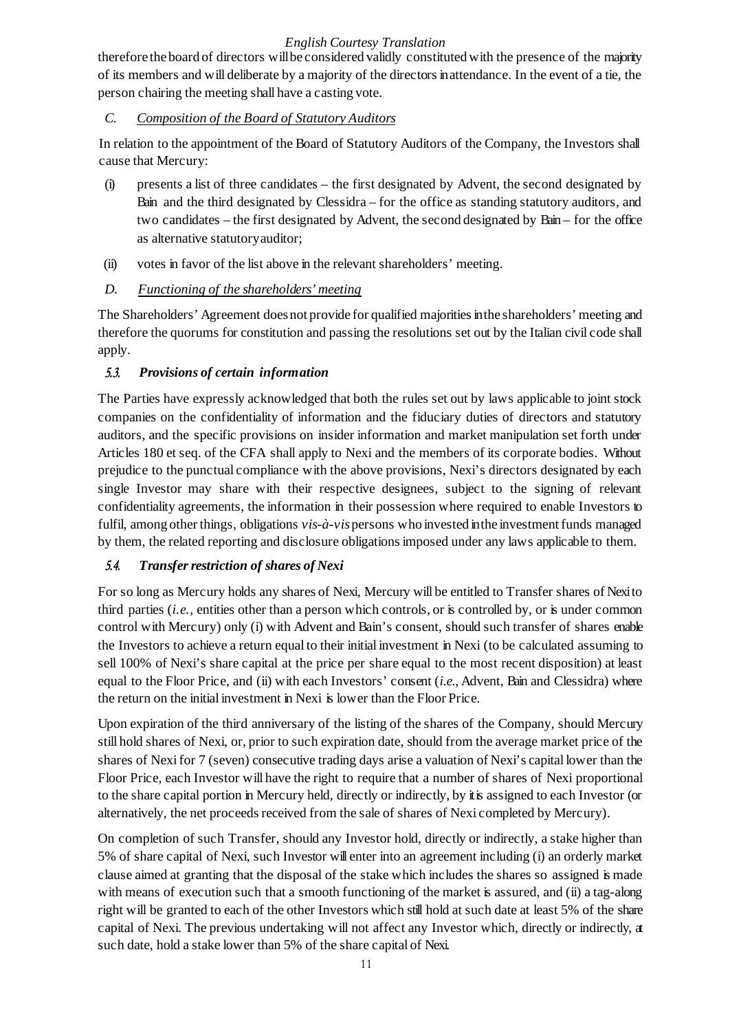therefore the board of directors will be considered validly constituted with the presence of the majority of its members and will deliberate by a majority of the directors in attendance. In the event of a tie, the person chairing the meeting shall have a casting vote.

*C. Composition of the Board of Statutory Auditors*

In relation to the appointment of the Board of Statutory Auditors of the Company, the Investors shall cause that Mercury:

(i) presents a list of three candidates – the first designated by Advent, the second designated by Bain and the third designated by Clessidra – for the office as standing statutory auditors, and two candidates – the first designated by Advent, the second designated by Bain – for the office as alternative statutory auditor;

(ii) votes in favor of the list above in the relevant shareholders' meeting.

*D. Functioning of the shareholders' meeting*

The Shareholders' Agreement does not provide for qualified majorities in the shareholders' meeting and therefore the quorums for constitution and passing the resolutions set out by the Italian civil code shall apply.

### *5.3. Provisions of certain information*

The Parties have expressly acknowledged that both the rules set out by laws applicable to joint stock companies on the confidentiality of information and the fiduciary duties of directors and statutory auditors, and the specific provisions on insider information and market manipulation set forth under Articles 180 et seq. of the CFA shall apply to Nexi and the members of its corporate bodies. Without prejudice to the punctual compliance with the above provisions, Nexi's directors designated by each single Investor may share with their respective designees, subject to the signing of relevant confidentiality agreements, the information in their possession where required to enable Investors to fulfil, among other things, obligations *vis-à-vis* persons who invested in the investment funds managed by them, the related reporting and disclosure obligations imposed under any laws applicable to them.

### *5.4. Transfer restriction of shares of Nexi*

For so long as Mercury holds any shares of Nexi, Mercury will be entitled to Transfer shares of Nexi to third parties (*i.e.*, entities other than a person which controls, or is controlled by, or is under common control with Mercury) only (i) with Advent and Bain's consent, should such transfer of shares enable the Investors to achieve a return equal to their initial investment in Nexi (to be calculated assuming to sell 100% of Nexi's share capital at the price per share equal to the most recent disposition) at least equal to the Floor Price, and (ii) with each Investors' consent (*i.e.*, Advent, Bain and Clessidra) where the return on the initial investment in Nexi is lower than the Floor Price.

Upon expiration of the third anniversary of the listing of the shares of the Company, should Mercury still hold shares of Nexi, or, prior to such expiration date, should from the average market price of the shares of Nexi for 7 (seven) consecutive trading days arise a valuation of Nexi's capital lower than the Floor Price, each Investor will have the right to require that a number of shares of Nexi proportional to the share capital portion in Mercury held, directly or indirectly, by it is assigned to each Investor (or alternatively, the net proceeds received from the sale of shares of Nexi completed by Mercury).

On completion of such Transfer, should any Investor hold, directly or indirectly, a stake higher than 5% of share capital of Nexi, such Investor will enter into an agreement including (i) an orderly market clause aimed at granting that the disposal of the stake which includes the shares so assigned is made with means of execution such that a smooth functioning of the market is assured, and (ii) a tag-along right will be granted to each of the other Investors which still hold at such date at least 5% of the share capital of Nexi. The previous undertaking will not affect any Investor which, directly or indirectly, at such date, hold a stake lower than 5% of the share capital of Nexi.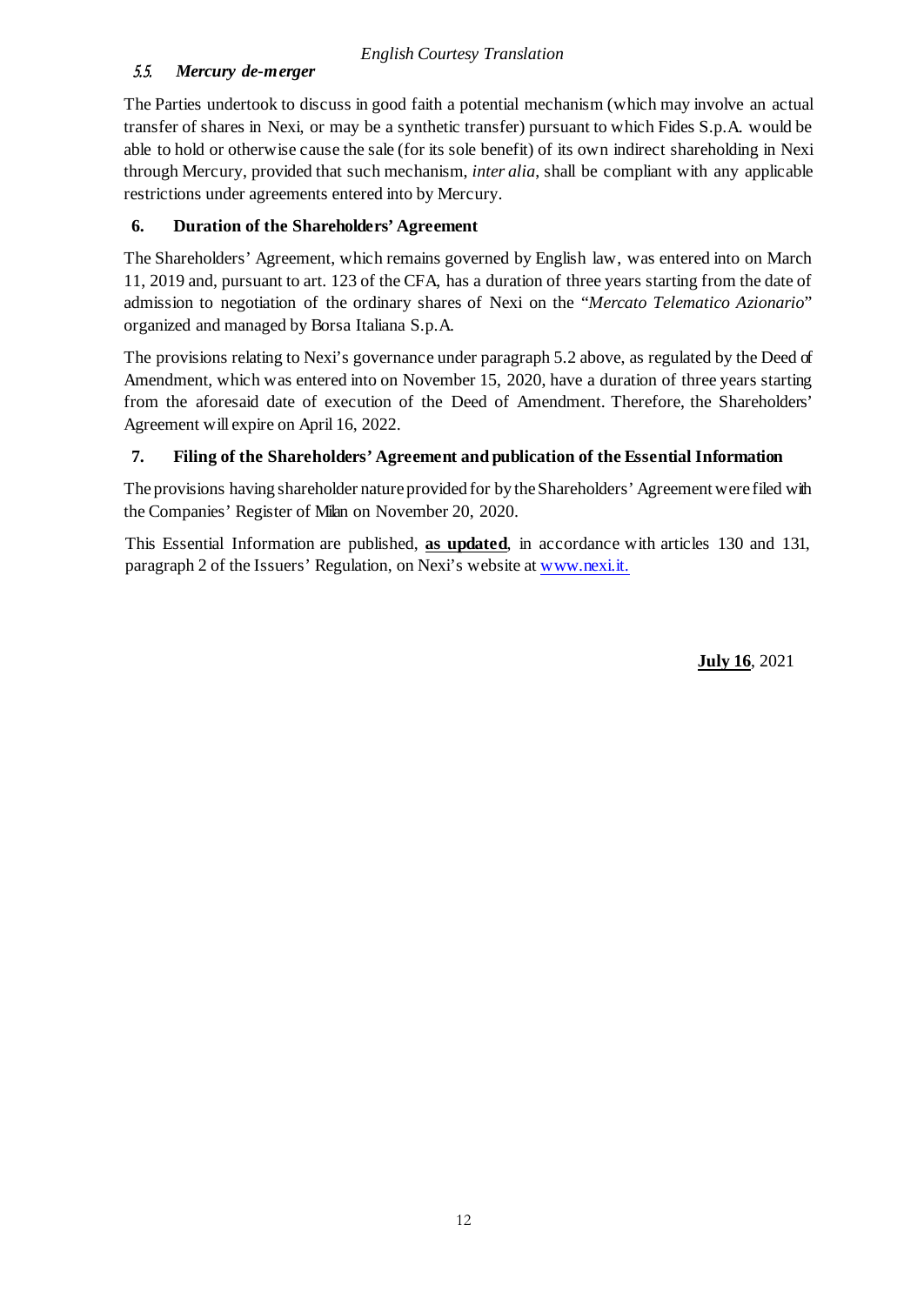### 5.5. *Mercury de-merger*

The Parties undertook to discuss in good faith a potential mechanism (which may involve an actual transfer of shares in Nexi, or may be a synthetic transfer) pursuant to which Fides S.p.A. would be able to hold or otherwise cause the sale (for its sole benefit) of its own indirect shareholding in Nexi through Mercury, provided that such mechanism, *inter alia*, shall be compliant with any applicable restrictions under agreements entered into by Mercury.

## 6. Duration of the Shareholders' Agreement

The Shareholders' Agreement, which remains governed by English law, was entered into on March 11, 2019 and, pursuant to art. 123 of the CFA, has a duration of three years starting from the date of admission to negotiation of the ordinary shares of Nexi on the "*Mercato Telematico Azionario*" organized and managed by Borsa Italiana S.p.A.

The provisions relating to Nexi's governance under paragraph 5.2 above, as regulated by the Deed of Amendment, which was entered into on November 15, 2020, have a duration of three years starting from the aforesaid date of execution of the Deed of Amendment. Therefore, the Shareholders' Agreement will expire on April 16, 2022.

## 7. Filing of the Shareholders' Agreement and publication of the Essential Information

The provisions having shareholder nature provided for by the Shareholders' Agreement were filed with the Companies' Register of Milan on November 20, 2020.

This Essential Information are published, **as updated**, in accordance with articles 130 and 131, paragraph 2 of the Issuers' Regulation, on Nexi's website at www.nexi.it.

**July 16**, 2021